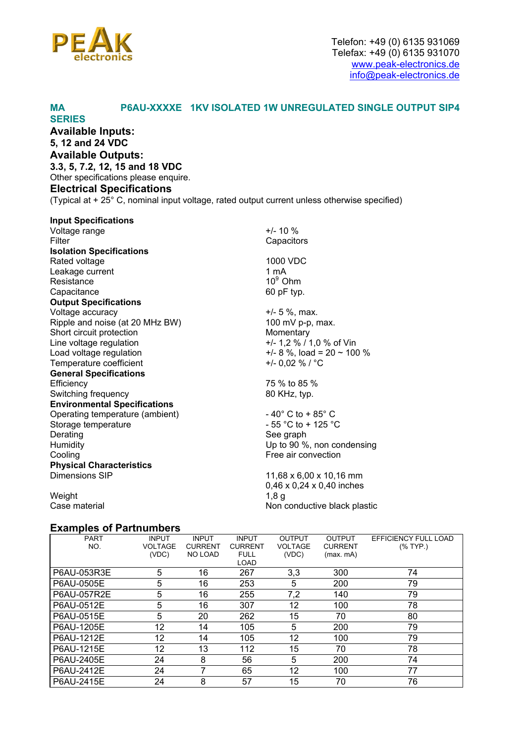PEAK electronics

Telefon: +49 (0) 6135 931069
Telefax: +49 (0) 6135 931070
www.peak-electronics.de
info@peak-electronics.de

## MA SERIES P6AU-XXXXE 1KV ISOLATED 1W UNREGULATED SINGLE OUTPUT SIP4

**Available Inputs:**
**5, 12 and 24 VDC**
**Available Outputs:**
**3.3, 5, 7.2, 12, 15 and 18 VDC**
Other specifications please enquire.

### Electrical Specifications

(Typical at + 25° C, nominal input voltage, rated output current unless otherwise specified)

**Input Specifications**

| | |
|---|---|
| Voltage range | +/- 10 % |
| Filter | Capacitors |

**Isolation Specifications**

| | |
|---|---|
| Rated voltage | 1000 VDC |
| Leakage current | 1 mA |
| Resistance | $10^9$ Ohm |
| Capacitance | 60 pF typ. |

**Output Specifications**

| | |
|---|---|
| Voltage accuracy | +/- 5 %, max. |
| Ripple and noise (at 20 MHz BW) | 100 mV p-p, max. |
| Short circuit protection | Momentary |
| Line voltage regulation | +/- 1,2 % / 1,0 % of Vin |
| Load voltage regulation | +/- 8 %, load = 20 ~ 100 % |
| Temperature coefficient | +/- 0,02 % / °C |

**General Specifications**

| | |
|---|---|
| Efficiency | 75 % to 85 % |
| Switching frequency | 80 KHz, typ. |

**Environmental Specifications**

| | |
|---|---|
| Operating temperature (ambient) | - 40° C to + 85° C |
| Storage temperature | - 55 °C to + 125 °C |
| Derating | See graph |
| Humidity | Up to 90 %, non condensing |
| Cooling | Free air convection |

**Physical Characteristics**

| | |
|---|---|
| Dimensions SIP | 11,68 x 6,00 x 10,16 mm<br>0,46 x 0,24 x 0,40 inches |
| Weight | 1,8 g |
| Case material | Non conductive black plastic |

### Examples of Partnumbers

| PART NO. | INPUT VOLTAGE (VDC) | INPUT CURRENT NO LOAD | INPUT CURRENT FULL LOAD | OUTPUT VOLTAGE (VDC) | OUTPUT CURRENT (max. mA) | EFFICIENCY FULL LOAD (% TYP.) |
|---|---|---|---|---|---|---|
| P6AU-053R3E | 5 | 16 | 267 | 3,3 | 300 | 74 |
| P6AU-0505E | 5 | 16 | 253 | 5 | 200 | 79 |
| P6AU-057R2E | 5 | 16 | 255 | 7,2 | 140 | 79 |
| P6AU-0512E | 5 | 16 | 307 | 12 | 100 | 78 |
| P6AU-0515E | 5 | 20 | 262 | 15 | 70 | 80 |
| P6AU-1205E | 12 | 14 | 105 | 5 | 200 | 79 |
| P6AU-1212E | 12 | 14 | 105 | 12 | 100 | 79 |
| P6AU-1215E | 12 | 13 | 112 | 15 | 70 | 78 |
| P6AU-2405E | 24 | 8 | 56 | 5 | 200 | 74 |
| P6AU-2412E | 24 | 7 | 65 | 12 | 100 | 77 |
| P6AU-2415E | 24 | 8 | 57 | 15 | 70 | 76 |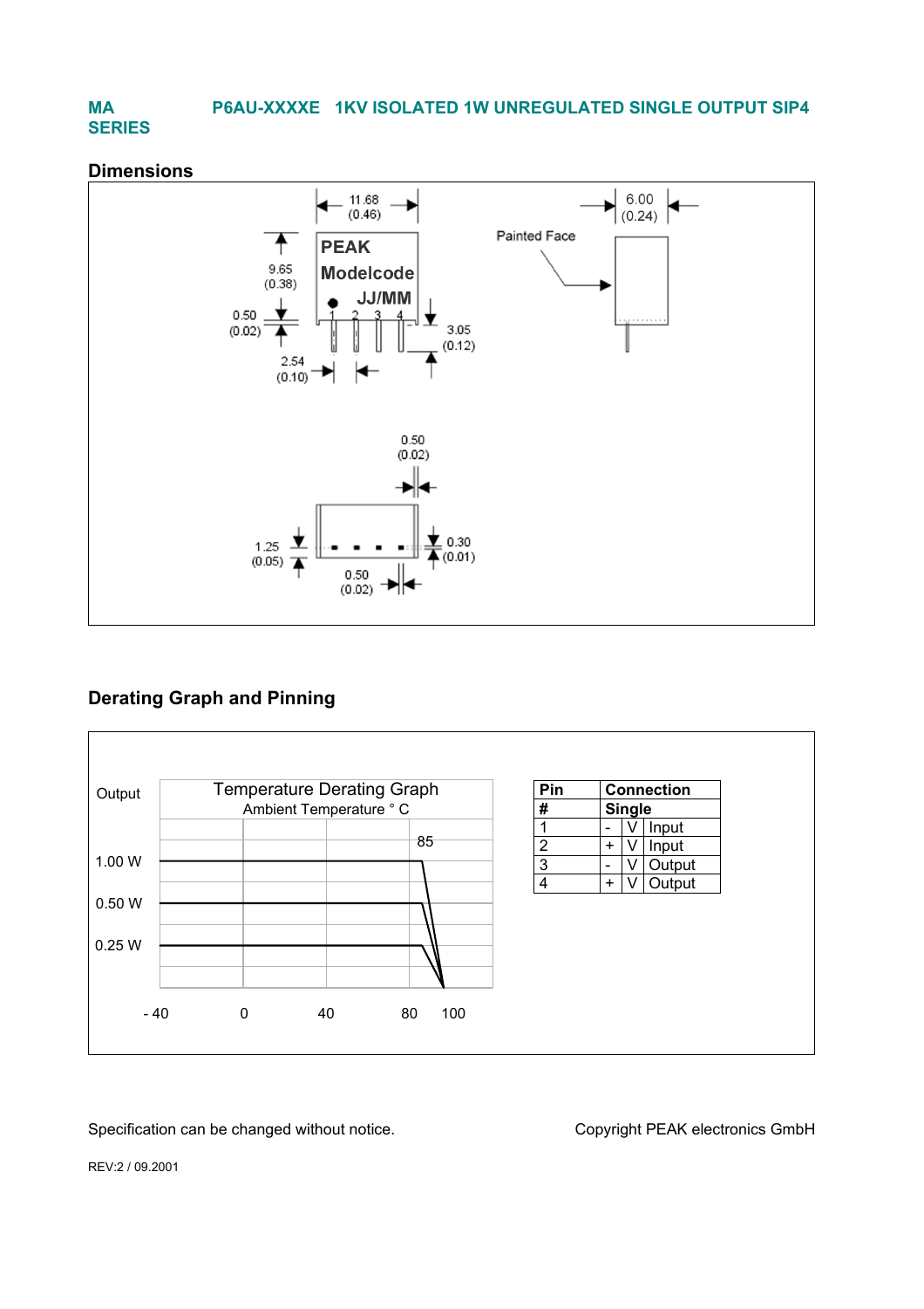**MA SERIES** **P6AU-XXXXE 1KV ISOLATED 1W UNREGULATED SINGLE OUTPUT SIP4**

## Dimensions

11.68
(0.46)

6.00
(0.24)

Painted Face

PEAK
Modelcode
JJ/MM

1 2 3 4

9.65
(0.38)

0.50
(0.02)

3.05
(0.12)

2.54
(0.10)

0.50
(0.02)

1.25
(0.05)

0.30
(0.01)

0.50
(0.02)

## Derating Graph and Pinning

Temperature Derating Graph
Ambient Temperature ° C

Output

1.00 W

0.50 W

0.25 W

85

- 40 0 40 80 100

| Pin # | Connection Single | | |
|---|---|---|---|
| 1 | - | V | Input |
| 2 | + | V | Input |
| 3 | - | V | Output |
| 4 | + | V | Output |

Specification can be changed without notice.

Copyright PEAK electronics GmbH

REV:2 / 09.2001